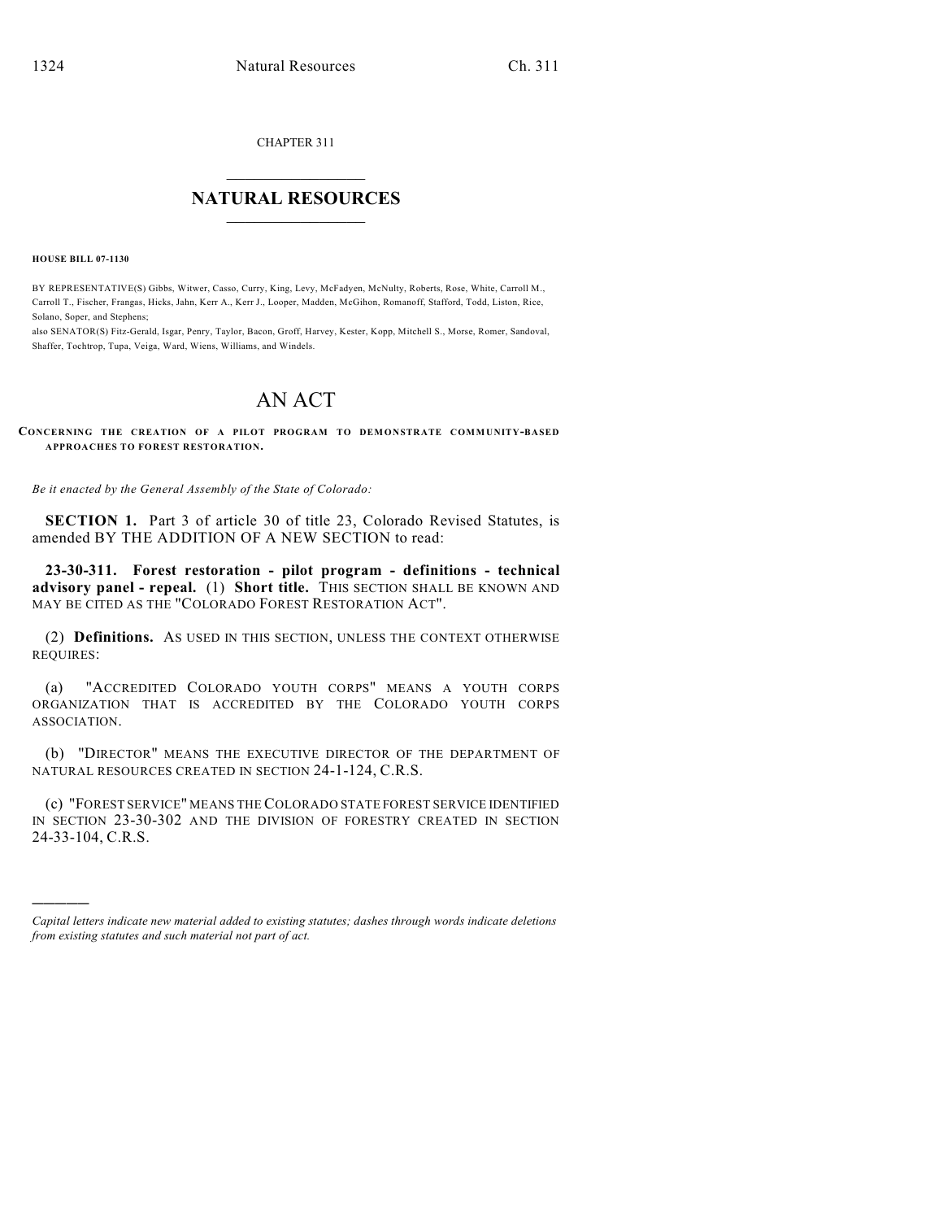CHAPTER 311

# NATURAL RESOURCES

**HOUSE BILL 07-1130**

BY REPRESENTATIVE(S) Gibbs, Witwer, Casso, Curry, King, Levy, McFadyen, McNulty, Roberts, Rose, White, Carroll M., Carroll T., Fischer, Frangas, Hicks, Jahn, Kerr A., Kerr J., Looper, Madden, McGihon, Romanoff, Stafford, Todd, Liston, Rice, Solano, Soper, and Stephens;
also SENATOR(S) Fitz-Gerald, Isgar, Penry, Taylor, Bacon, Groff, Harvey, Kester, Kopp, Mitchell S., Morse, Romer, Sandoval, Shaffer, Tochtrop, Tupa, Veiga, Ward, Wiens, Williams, and Windels.

# AN ACT

**CONCERNING THE CREATION OF A PILOT PROGRAM TO DEMONSTRATE COMMUNITY-BASED APPROACHES TO FOREST RESTORATION.**

*Be it enacted by the General Assembly of the State of Colorado:*

**SECTION 1.** Part 3 of article 30 of title 23, Colorado Revised Statutes, is amended BY THE ADDITION OF A NEW SECTION to read:

**23-30-311. Forest restoration - pilot program - definitions - technical advisory panel - repeal.** (1) **Short title.** THIS SECTION SHALL BE KNOWN AND MAY BE CITED AS THE "COLORADO FOREST RESTORATION ACT".

(2) **Definitions.** AS USED IN THIS SECTION, UNLESS THE CONTEXT OTHERWISE REQUIRES:

(a) "ACCREDITED COLORADO YOUTH CORPS" MEANS A YOUTH CORPS ORGANIZATION THAT IS ACCREDITED BY THE COLORADO YOUTH CORPS ASSOCIATION.

(b) "DIRECTOR" MEANS THE EXECUTIVE DIRECTOR OF THE DEPARTMENT OF NATURAL RESOURCES CREATED IN SECTION 24-1-124, C.R.S.

(c) "FOREST SERVICE" MEANS THE COLORADO STATE FOREST SERVICE IDENTIFIED IN SECTION 23-30-302 AND THE DIVISION OF FORESTRY CREATED IN SECTION 24-33-104, C.R.S.

---

*Capital letters indicate new material added to existing statutes; dashes through words indicate deletions from existing statutes and such material not part of act.*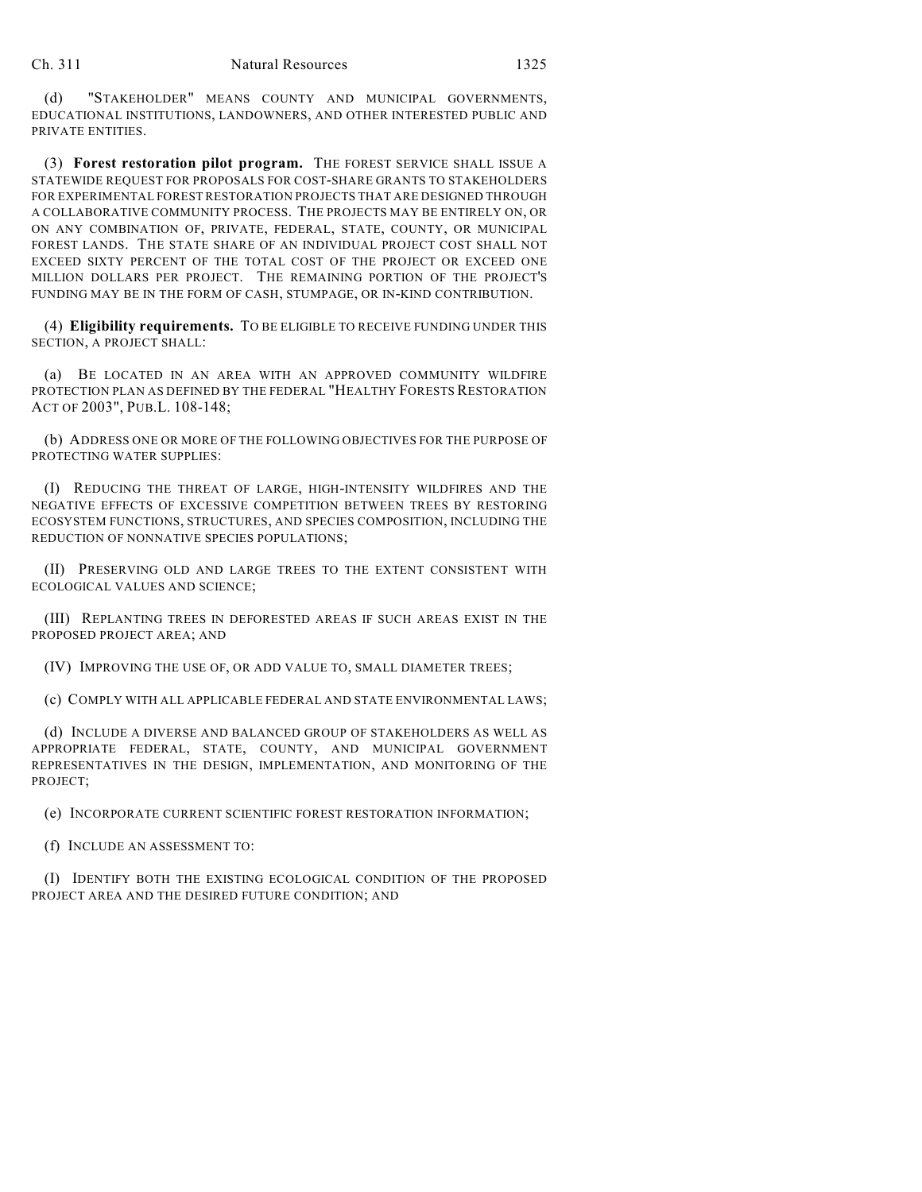(d) "STAKEHOLDER" MEANS COUNTY AND MUNICIPAL GOVERNMENTS, EDUCATIONAL INSTITUTIONS, LANDOWNERS, AND OTHER INTERESTED PUBLIC AND PRIVATE ENTITIES.

(3) **Forest restoration pilot program.** THE FOREST SERVICE SHALL ISSUE A STATEWIDE REQUEST FOR PROPOSALS FOR COST-SHARE GRANTS TO STAKEHOLDERS FOR EXPERIMENTAL FOREST RESTORATION PROJECTS THAT ARE DESIGNED THROUGH A COLLABORATIVE COMMUNITY PROCESS. THE PROJECTS MAY BE ENTIRELY ON, OR ON ANY COMBINATION OF, PRIVATE, FEDERAL, STATE, COUNTY, OR MUNICIPAL FOREST LANDS. THE STATE SHARE OF AN INDIVIDUAL PROJECT COST SHALL NOT EXCEED SIXTY PERCENT OF THE TOTAL COST OF THE PROJECT OR EXCEED ONE MILLION DOLLARS PER PROJECT. THE REMAINING PORTION OF THE PROJECT'S FUNDING MAY BE IN THE FORM OF CASH, STUMPAGE, OR IN-KIND CONTRIBUTION.

(4) **Eligibility requirements.** TO BE ELIGIBLE TO RECEIVE FUNDING UNDER THIS SECTION, A PROJECT SHALL:

(a) BE LOCATED IN AN AREA WITH AN APPROVED COMMUNITY WILDFIRE PROTECTION PLAN AS DEFINED BY THE FEDERAL "HEALTHY FORESTS RESTORATION ACT OF 2003", PUB.L. 108-148;

(b) ADDRESS ONE OR MORE OF THE FOLLOWING OBJECTIVES FOR THE PURPOSE OF PROTECTING WATER SUPPLIES:

(I) REDUCING THE THREAT OF LARGE, HIGH-INTENSITY WILDFIRES AND THE NEGATIVE EFFECTS OF EXCESSIVE COMPETITION BETWEEN TREES BY RESTORING ECOSYSTEM FUNCTIONS, STRUCTURES, AND SPECIES COMPOSITION, INCLUDING THE REDUCTION OF NONNATIVE SPECIES POPULATIONS;

(II) PRESERVING OLD AND LARGE TREES TO THE EXTENT CONSISTENT WITH ECOLOGICAL VALUES AND SCIENCE;

(III) REPLANTING TREES IN DEFORESTED AREAS IF SUCH AREAS EXIST IN THE PROPOSED PROJECT AREA; AND

(IV) IMPROVING THE USE OF, OR ADD VALUE TO, SMALL DIAMETER TREES;

(c) COMPLY WITH ALL APPLICABLE FEDERAL AND STATE ENVIRONMENTAL LAWS;

(d) INCLUDE A DIVERSE AND BALANCED GROUP OF STAKEHOLDERS AS WELL AS APPROPRIATE FEDERAL, STATE, COUNTY, AND MUNICIPAL GOVERNMENT REPRESENTATIVES IN THE DESIGN, IMPLEMENTATION, AND MONITORING OF THE PROJECT;

(e) INCORPORATE CURRENT SCIENTIFIC FOREST RESTORATION INFORMATION;

(f) INCLUDE AN ASSESSMENT TO:

(I) IDENTIFY BOTH THE EXISTING ECOLOGICAL CONDITION OF THE PROPOSED PROJECT AREA AND THE DESIRED FUTURE CONDITION; AND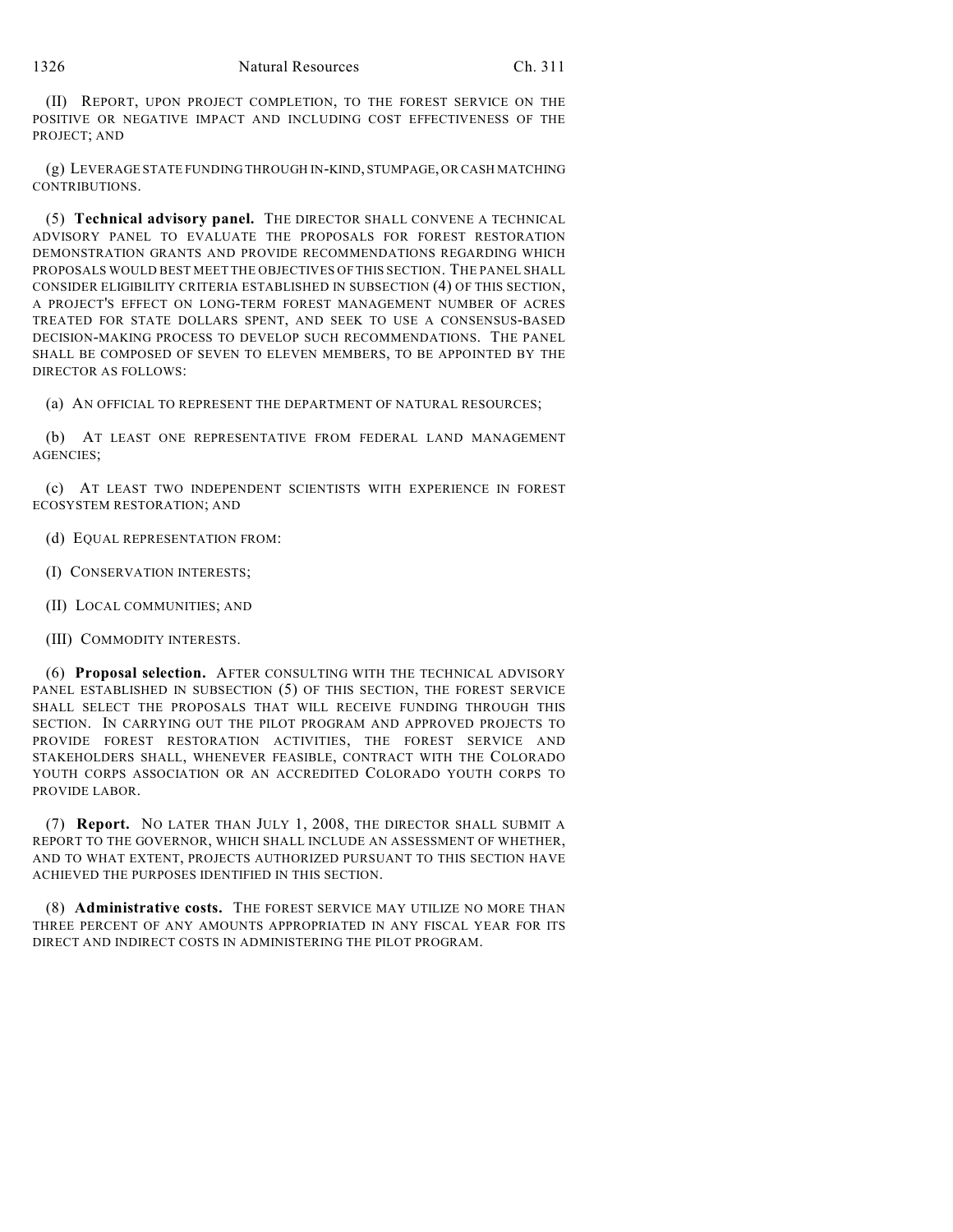(II) REPORT, UPON PROJECT COMPLETION, TO THE FOREST SERVICE ON THE POSITIVE OR NEGATIVE IMPACT AND INCLUDING COST EFFECTIVENESS OF THE PROJECT; AND

(g) LEVERAGE STATE FUNDING THROUGH IN-KIND, STUMPAGE, OR CASH MATCHING CONTRIBUTIONS.

(5) **Technical advisory panel.** THE DIRECTOR SHALL CONVENE A TECHNICAL ADVISORY PANEL TO EVALUATE THE PROPOSALS FOR FOREST RESTORATION DEMONSTRATION GRANTS AND PROVIDE RECOMMENDATIONS REGARDING WHICH PROPOSALS WOULD BEST MEET THE OBJECTIVES OF THIS SECTION. THE PANEL SHALL CONSIDER ELIGIBILITY CRITERIA ESTABLISHED IN SUBSECTION (4) OF THIS SECTION, A PROJECT'S EFFECT ON LONG-TERM FOREST MANAGEMENT NUMBER OF ACRES TREATED FOR STATE DOLLARS SPENT, AND SEEK TO USE A CONSENSUS-BASED DECISION-MAKING PROCESS TO DEVELOP SUCH RECOMMENDATIONS. THE PANEL SHALL BE COMPOSED OF SEVEN TO ELEVEN MEMBERS, TO BE APPOINTED BY THE DIRECTOR AS FOLLOWS:

(a) AN OFFICIAL TO REPRESENT THE DEPARTMENT OF NATURAL RESOURCES;

(b) AT LEAST ONE REPRESENTATIVE FROM FEDERAL LAND MANAGEMENT AGENCIES;

(c) AT LEAST TWO INDEPENDENT SCIENTISTS WITH EXPERIENCE IN FOREST ECOSYSTEM RESTORATION; AND

(d) EQUAL REPRESENTATION FROM:

(I) CONSERVATION INTERESTS;

(II) LOCAL COMMUNITIES; AND

(III) COMMODITY INTERESTS.

(6) **Proposal selection.** AFTER CONSULTING WITH THE TECHNICAL ADVISORY PANEL ESTABLISHED IN SUBSECTION (5) OF THIS SECTION, THE FOREST SERVICE SHALL SELECT THE PROPOSALS THAT WILL RECEIVE FUNDING THROUGH THIS SECTION. IN CARRYING OUT THE PILOT PROGRAM AND APPROVED PROJECTS TO PROVIDE FOREST RESTORATION ACTIVITIES, THE FOREST SERVICE AND STAKEHOLDERS SHALL, WHENEVER FEASIBLE, CONTRACT WITH THE COLORADO YOUTH CORPS ASSOCIATION OR AN ACCREDITED COLORADO YOUTH CORPS TO PROVIDE LABOR.

(7) **Report.** NO LATER THAN JULY 1, 2008, THE DIRECTOR SHALL SUBMIT A REPORT TO THE GOVERNOR, WHICH SHALL INCLUDE AN ASSESSMENT OF WHETHER, AND TO WHAT EXTENT, PROJECTS AUTHORIZED PURSUANT TO THIS SECTION HAVE ACHIEVED THE PURPOSES IDENTIFIED IN THIS SECTION.

(8) **Administrative costs.** THE FOREST SERVICE MAY UTILIZE NO MORE THAN THREE PERCENT OF ANY AMOUNTS APPROPRIATED IN ANY FISCAL YEAR FOR ITS DIRECT AND INDIRECT COSTS IN ADMINISTERING THE PILOT PROGRAM.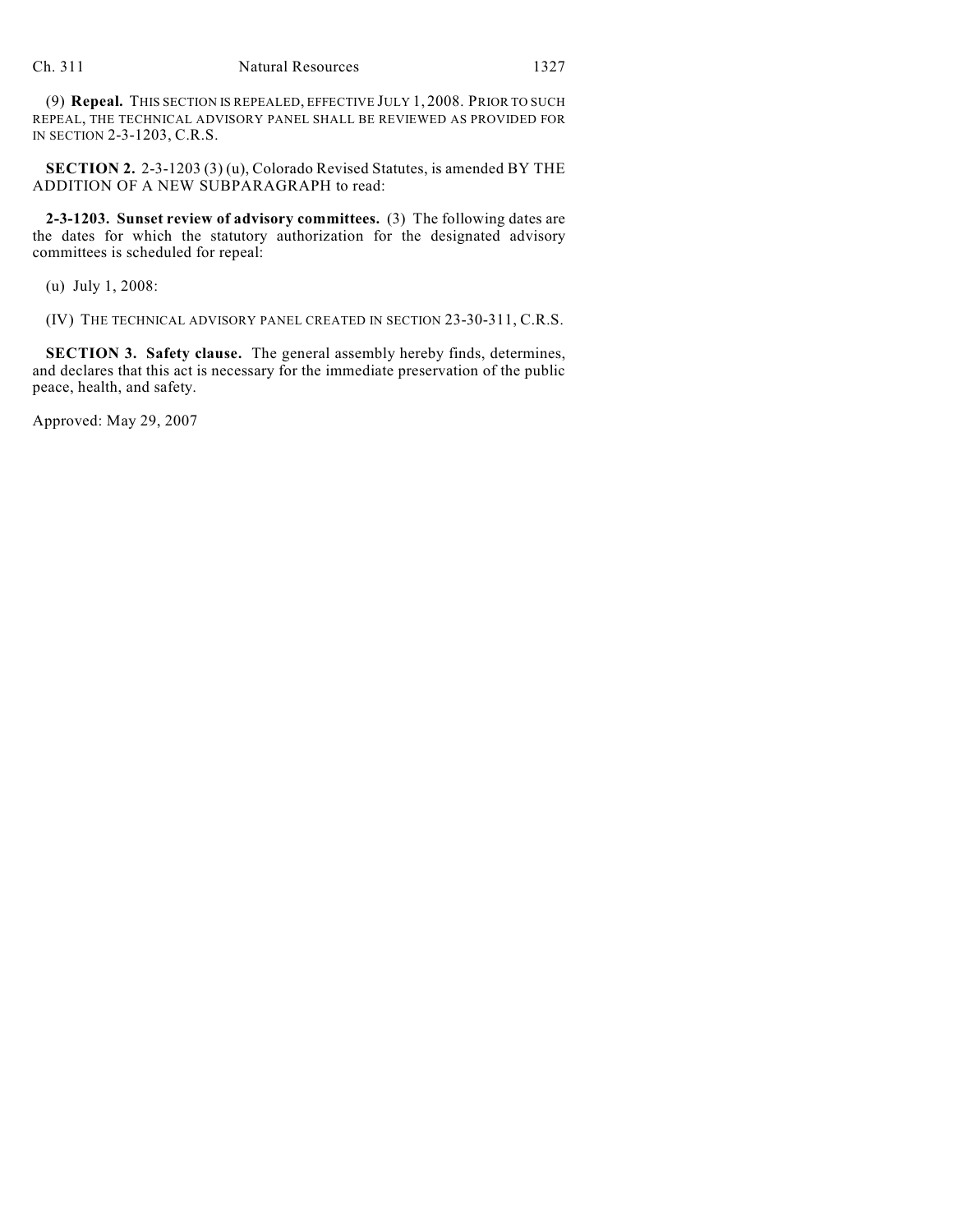(9) **Repeal.** THIS SECTION IS REPEALED, EFFECTIVE JULY 1, 2008. PRIOR TO SUCH REPEAL, THE TECHNICAL ADVISORY PANEL SHALL BE REVIEWED AS PROVIDED FOR IN SECTION 2-3-1203, C.R.S.

**SECTION 2.** 2-3-1203 (3) (u), Colorado Revised Statutes, is amended BY THE ADDITION OF A NEW SUBPARAGRAPH to read:

**2-3-1203. Sunset review of advisory committees.** (3) The following dates are the dates for which the statutory authorization for the designated advisory committees is scheduled for repeal:

(u) July 1, 2008:

(IV) THE TECHNICAL ADVISORY PANEL CREATED IN SECTION 23-30-311, C.R.S.

**SECTION 3. Safety clause.** The general assembly hereby finds, determines, and declares that this act is necessary for the immediate preservation of the public peace, health, and safety.

Approved: May 29, 2007